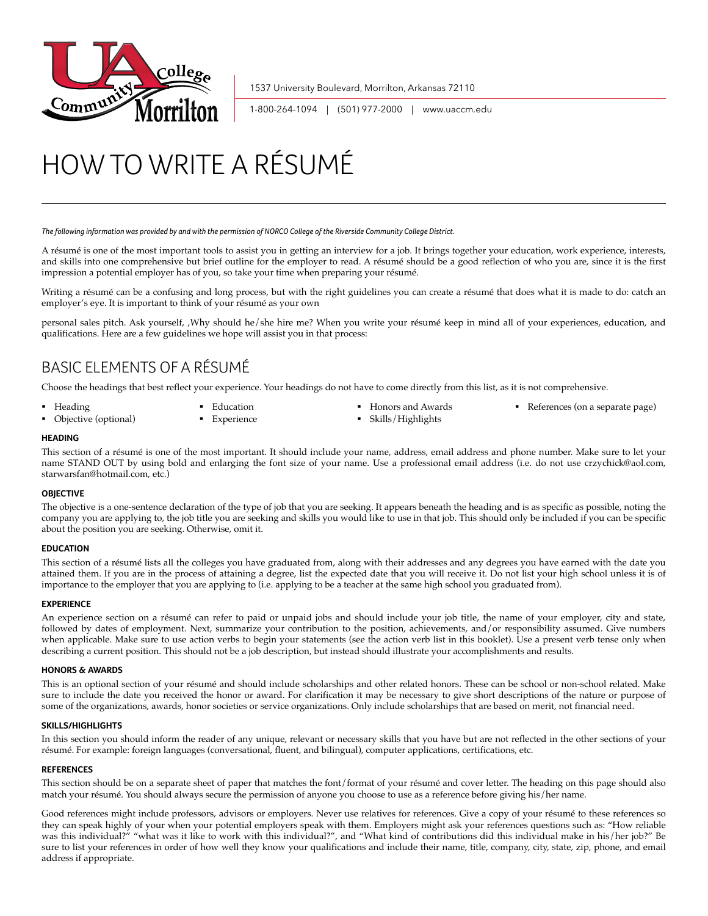1537 University Boulevard, Morrilton, Arkansas 72110

1-800-264-1094 | (501) 977-2000 | www.uaccm.edu

# HOW TO WRITE A RÉSUMÉ

*The following information was provided by and with the permission of NORCO College of the Riverside Community College District.*

A résumé is one of the most important tools to assist you in getting an interview for a job. It brings together your education, work experience, interests, and skills into one comprehensive but brief outline for the employer to read. A résumé should be a good reflection of who you are, since it is the first impression a potential employer has of you, so take your time when preparing your résumé.

Writing a résumé can be a confusing and long process, but with the right guidelines you can create a résumé that does what it is made to do: catch an employer's eye. It is important to think of your résumé as your own

personal sales pitch. Ask yourself, ,Why should he/she hire me? When you write your résumé keep in mind all of your experiences, education, and qualifications. Here are a few guidelines we hope will assist you in that process:

## BASIC ELEMENTS OF A RÉSUMÉ

Choose the headings that best reflect your experience. Your headings do not have to come directly from this list, as it is not comprehensive.

- Heading
- Objective (optional)
- Education
- Experience
- Honors and Awards
- Skills/Highlights
- References (on a separate page)

### HEADING

This section of a résumé is one of the most important. It should include your name, address, email address and phone number. Make sure to let your name STAND OUT by using bold and enlarging the font size of your name. Use a professional email address (i.e. do not use crzychick@aol.com, starwarsfan@hotmail.com, etc.)

### OBJECTIVE

The objective is a one-sentence declaration of the type of job that you are seeking. It appears beneath the heading and is as specific as possible, noting the company you are applying to, the job title you are seeking and skills you would like to use in that job. This should only be included if you can be specific about the position you are seeking. Otherwise, omit it.

### EDUCATION

This section of a résumé lists all the colleges you have graduated from, along with their addresses and any degrees you have earned with the date you attained them. If you are in the process of attaining a degree, list the expected date that you will receive it. Do not list your high school unless it is of importance to the employer that you are applying to (i.e. applying to be a teacher at the same high school you graduated from).

### EXPERIENCE

An experience section on a résumé can refer to paid or unpaid jobs and should include your job title, the name of your employer, city and state, followed by dates of employment. Next, summarize your contribution to the position, achievements, and/or responsibility assumed. Give numbers when applicable. Make sure to use action verbs to begin your statements (see the action verb list in this booklet). Use a present verb tense only when describing a current position. This should not be a job description, but instead should illustrate your accomplishments and results.

### HONORS & AWARDS

This is an optional section of your résumé and should include scholarships and other related honors. These can be school or non-school related. Make sure to include the date you received the honor or award. For clarification it may be necessary to give short descriptions of the nature or purpose of some of the organizations, awards, honor societies or service organizations. Only include scholarships that are based on merit, not financial need.

### SKILLS/HIGHLIGHTS

In this section you should inform the reader of any unique, relevant or necessary skills that you have but are not reflected in the other sections of your résumé. For example: foreign languages (conversational, fluent, and bilingual), computer applications, certifications, etc.

### REFERENCES

This section should be on a separate sheet of paper that matches the font/format of your résumé and cover letter. The heading on this page should also match your résumé. You should always secure the permission of anyone you choose to use as a reference before giving his/her name.

Good references might include professors, advisors or employers. Never use relatives for references. Give a copy of your résumé to these references so they can speak highly of your when your potential employers speak with them. Employers might ask your references questions such as: "How reliable was this individual?" "what was it like to work with this individual?", and "What kind of contributions did this individual make in his/her job?" Be sure to list your references in order of how well they know your qualifications and include their name, title, company, city, state, zip, phone, and email address if appropriate.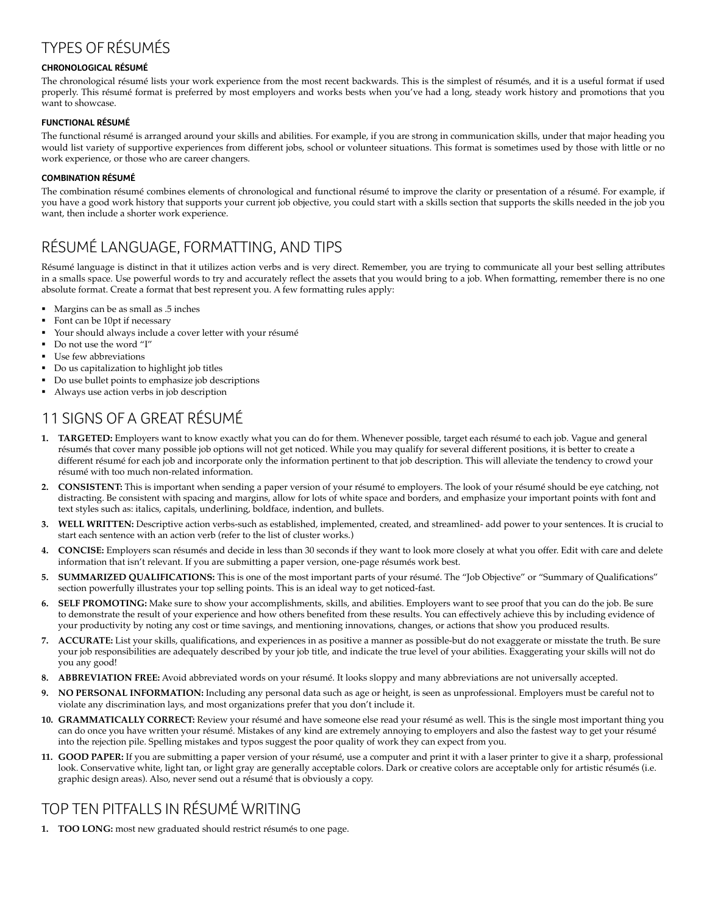## TYPES OF RÉSUMÉS

#### CHRONOLOGICAL RÉSUMÉ

The chronological résumé lists your work experience from the most recent backwards. This is the simplest of résumés, and it is a useful format if used properly. This résumé format is preferred by most employers and works bests when you've had a long, steady work history and promotions that you want to showcase.

#### FUNCTIONAL RÉSUMÉ

The functional résumé is arranged around your skills and abilities. For example, if you are strong in communication skills, under that major heading you would list variety of supportive experiences from different jobs, school or volunteer situations. This format is sometimes used by those with little or no work experience, or those who are career changers.

#### COMBINATION RÉSUMÉ

The combination résumé combines elements of chronological and functional résumé to improve the clarity or presentation of a résumé. For example, if you have a good work history that supports your current job objective, you could start with a skills section that supports the skills needed in the job you want, then include a shorter work experience.

## RÉSUMÉ LANGUAGE, FORMATTING, AND TIPS

Résumé language is distinct in that it utilizes action verbs and is very direct. Remember, you are trying to communicate all your best selling attributes in a smalls space. Use powerful words to try and accurately reflect the assets that you would bring to a job. When formatting, remember there is no one absolute format. Create a format that best represent you. A few formatting rules apply:

- Margins can be as small as .5 inches
- Font can be 10pt if necessary
- Your should always include a cover letter with your résumé
- Do not use the word "I"
- Use few abbreviations
- Do us capitalization to highlight job titles
- Do use bullet points to emphasize job descriptions
- Always use action verbs in job description

## 11 SIGNS OF A GREAT RÉSUMÉ

1. **TARGETED:** Employers want to know exactly what you can do for them. Whenever possible, target each résumé to each job. Vague and general résumés that cover many possible job options will not get noticed. While you may qualify for several different positions, it is better to create a different résumé for each job and incorporate only the information pertinent to that job description. This will alleviate the tendency to crowd your résumé with too much non-related information.
2. **CONSISTENT:** This is important when sending a paper version of your résumé to employers. The look of your résumé should be eye catching, not distracting. Be consistent with spacing and margins, allow for lots of white space and borders, and emphasize your important points with font and text styles such as: italics, capitals, underlining, boldface, indention, and bullets.
3. **WELL WRITTEN:** Descriptive action verbs-such as established, implemented, created, and streamlined- add power to your sentences. It is crucial to start each sentence with an action verb (refer to the list of cluster works.)
4. **CONCISE:** Employers scan résumés and decide in less than 30 seconds if they want to look more closely at what you offer. Edit with care and delete information that isn't relevant. If you are submitting a paper version, one-page résumés work best.
5. **SUMMARIZED QUALIFICATIONS:** This is one of the most important parts of your résumé. The "Job Objective" or "Summary of Qualifications" section powerfully illustrates your top selling points. This is an ideal way to get noticed-fast.
6. **SELF PROMOTING:** Make sure to show your accomplishments, skills, and abilities. Employers want to see proof that you can do the job. Be sure to demonstrate the result of your experience and how others benefited from these results. You can effectively achieve this by including evidence of your productivity by noting any cost or time savings, and mentioning innovations, changes, or actions that show you produced results.
7. **ACCURATE:** List your skills, qualifications, and experiences in as positive a manner as possible-but do not exaggerate or misstate the truth. Be sure your job responsibilities are adequately described by your job title, and indicate the true level of your abilities. Exaggerating your skills will not do you any good!
8. **ABBREVIATION FREE:** Avoid abbreviated words on your résumé. It looks sloppy and many abbreviations are not universally accepted.
9. **NO PERSONAL INFORMATION:** Including any personal data such as age or height, is seen as unprofessional. Employers must be careful not to violate any discrimination lays, and most organizations prefer that you don't include it.
10. **GRAMMATICALLY CORRECT:** Review your résumé and have someone else read your résumé as well. This is the single most important thing you can do once you have written your résumé. Mistakes of any kind are extremely annoying to employers and also the fastest way to get your résumé into the rejection pile. Spelling mistakes and typos suggest the poor quality of work they can expect from you.
11. **GOOD PAPER:** If you are submitting a paper version of your résumé, use a computer and print it with a laser printer to give it a sharp, professional look. Conservative white, light tan, or light gray are generally acceptable colors. Dark or creative colors are acceptable only for artistic résumés (i.e. graphic design areas). Also, never send out a résumé that is obviously a copy.

## TOP TEN PITFALLS IN RÉSUMÉ WRITING

1. **TOO LONG:** most new graduated should restrict résumés to one page.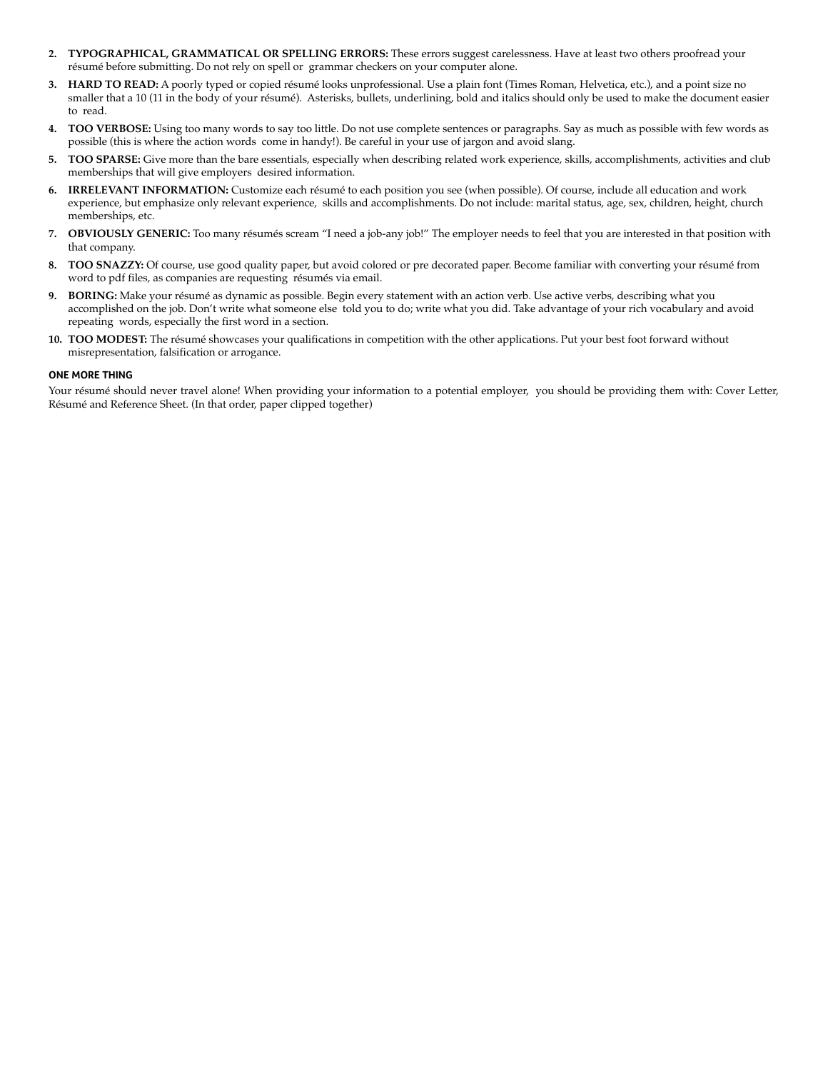2. **TYPOGRAPHICAL, GRAMMATICAL OR SPELLING ERRORS:** These errors suggest carelessness. Have at least two others proofread your résumé before submitting. Do not rely on spell or grammar checkers on your computer alone.
3. **HARD TO READ:** A poorly typed or copied résumé looks unprofessional. Use a plain font (Times Roman, Helvetica, etc.), and a point size no smaller that a 10 (11 in the body of your résumé). Asterisks, bullets, underlining, bold and italics should only be used to make the document easier to read.
4. **TOO VERBOSE:** Using too many words to say too little. Do not use complete sentences or paragraphs. Say as much as possible with few words as possible (this is where the action words come in handy!). Be careful in your use of jargon and avoid slang.
5. **TOO SPARSE:** Give more than the bare essentials, especially when describing related work experience, skills, accomplishments, activities and club memberships that will give employers desired information.
6. **IRRELEVANT INFORMATION:** Customize each résumé to each position you see (when possible). Of course, include all education and work experience, but emphasize only relevant experience, skills and accomplishments. Do not include: marital status, age, sex, children, height, church memberships, etc.
7. **OBVIOUSLY GENERIC:** Too many résumés scream "I need a job-any job!" The employer needs to feel that you are interested in that position with that company.
8. **TOO SNAZZY:** Of course, use good quality paper, but avoid colored or pre decorated paper. Become familiar with converting your résumé from word to pdf files, as companies are requesting résumés via email.
9. **BORING:** Make your résumé as dynamic as possible. Begin every statement with an action verb. Use active verbs, describing what you accomplished on the job. Don't write what someone else told you to do; write what you did. Take advantage of your rich vocabulary and avoid repeating words, especially the first word in a section.
10. **TOO MODEST:** The résumé showcases your qualifications in competition with the other applications. Put your best foot forward without misrepresentation, falsification or arrogance.

#### ONE MORE THING

Your résumé should never travel alone! When providing your information to a potential employer, you should be providing them with: Cover Letter, Résumé and Reference Sheet. (In that order, paper clipped together)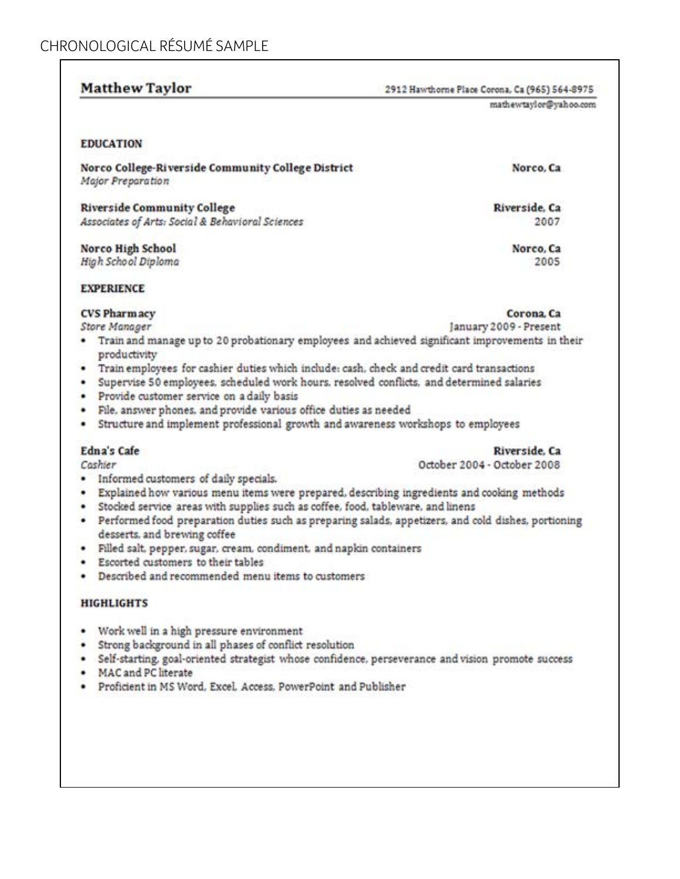CHRONOLOGICAL RÉSUMÉ SAMPLE

# Matthew Taylor

2912 Hawthorne Place Corona, Ca (965) 564-8975
mathewtaylor@yahoo.com

## EDUCATION

**Norco College-Riverside Community College District** — **Norco, Ca**
*Major Preparation*

**Riverside Community College** — **Riverside, Ca**
*Associates of Arts: Social & Behavioral Sciences* — 2007

**Norco High School** — **Norco, Ca**
*High School Diploma* — 2005

## EXPERIENCE

**CVS Pharmacy** — **Corona, Ca**
*Store Manager* — January 2009 - Present

- Train and manage up to 20 probationary employees and achieved significant improvements in their productivity
- Train employees for cashier duties which include: cash, check and credit card transactions
- Supervise 50 employees, scheduled work hours, resolved conflicts, and determined salaries
- Provide customer service on a daily basis
- File, answer phones, and provide various office duties as needed
- Structure and implement professional growth and awareness workshops to employees

**Edna's Cafe** — **Riverside, Ca**
*Cashier* — October 2004 - October 2008

- Informed customers of daily specials.
- Explained how various menu items were prepared, describing ingredients and cooking methods
- Stocked service areas with supplies such as coffee, food, tableware, and linens
- Performed food preparation duties such as preparing salads, appetizers, and cold dishes, portioning desserts, and brewing coffee
- Filled salt, pepper, sugar, cream, condiment, and napkin containers
- Escorted customers to their tables
- Described and recommended menu items to customers

## HIGHLIGHTS

- Work well in a high pressure environment
- Strong background in all phases of conflict resolution
- Self-starting, goal-oriented strategist whose confidence, perseverance and vision promote success
- MAC and PC literate
- Proficient in MS Word, Excel, Access, PowerPoint and Publisher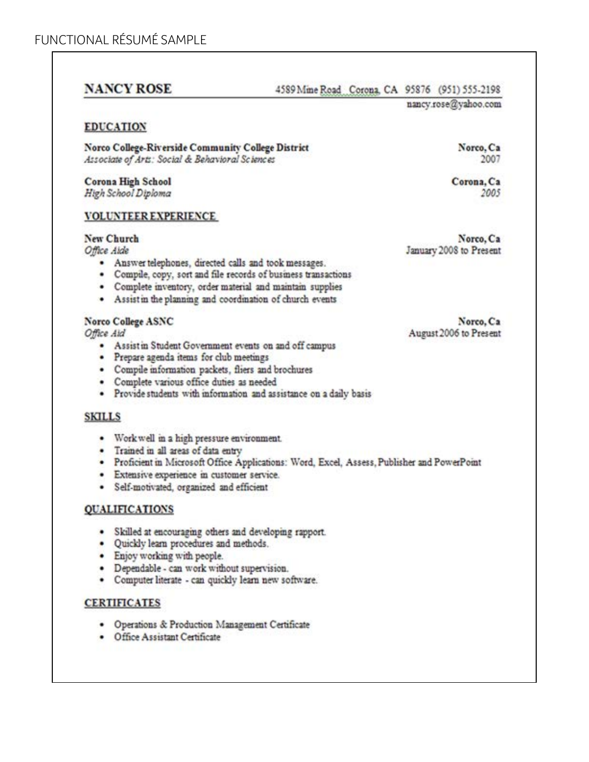FUNCTIONAL RÉSUMÉ SAMPLE

# NANCY ROSE

4589 Mine Road Corona, CA 95876 (951) 555-2198
nancy.rose@yahoo.com

## EDUCATION

**Norco College-Riverside Community College District** — **Norco, Ca**
*Associate of Arts: Social & Behavioral Sciences* — 2007

**Corona High School** — **Corona, Ca**
*High School Diploma* — *2005*

## VOLUNTEER EXPERIENCE

**New Church** — **Norco, Ca**
*Office Aide* — January 2008 to Present

- Answer telephones, directed calls and took messages.
- Compile, copy, sort and file records of business transactions
- Complete inventory, order material and maintain supplies
- Assist in the planning and coordination of church events

**Norco College ASNC** — **Norco, Ca**
*Office Aid* — August 2006 to Present

- Assist in Student Government events on and off campus
- Prepare agenda items for club meetings
- Compile information packets, fliers and brochures
- Complete various office duties as needed
- Provide students with information and assistance on a daily basis

## SKILLS

- Work well in a high pressure environment.
- Trained in all areas of data entry
- Proficient in Microsoft Office Applications: Word, Excel, Assess, Publisher and PowerPoint
- Extensive experience in customer service.
- Self-motivated, organized and efficient

## QUALIFICATIONS

- Skilled at encouraging others and developing rapport.
- Quickly learn procedures and methods.
- Enjoy working with people.
- Dependable - can work without supervision.
- Computer literate - can quickly learn new software.

## CERTIFICATES

- Operations & Production Management Certificate
- Office Assistant Certificate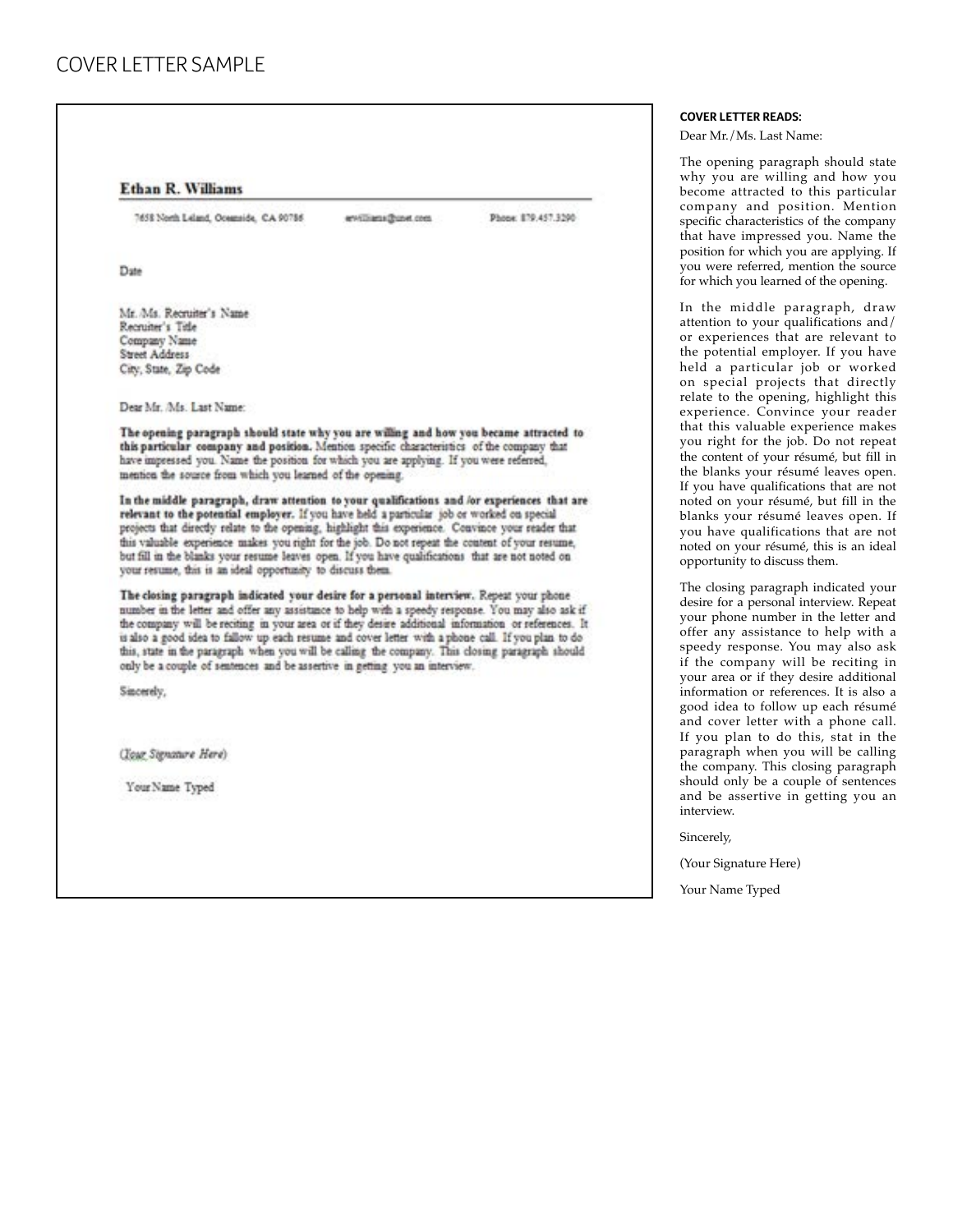# COVER LETTER SAMPLE

**Ethan R. Williams**

7658 North Leland, Oceanside, CA 90786 erwilliams@unet.com Phone: 879.457.3290

Date

Mr./Ms. Recruiter's Name
Recruiter's Title
Company Name
Street Address
City, State, Zip Code

Dear Mr./Ms. Last Name:

**The opening paragraph should state why you are willing and how you became attracted to this particular company and position.** Mention specific characteristics of the company that have impressed you. Name the position for which you are applying. If you were referred, mention the source from which you learned of the opening.

**In the middle paragraph, draw attention to your qualifications and /or experiences that are relevant to the potential employer.** If you have held a particular job or worked on special projects that directly relate to the opening, highlight this experience. Convince your reader that this valuable experience makes you right for the job. Do not repeat the content of your resume, but fill in the blanks your resume leaves open. If you have qualifications that are not noted on your resume, this is an ideal opportunity to discuss them.

**The closing paragraph indicated your desire for a personal interview.** Repeat your phone number in the letter and offer any assistance to help with a speedy response. You may also ask if the company will be reciting in your area or if they desire additional information or references. It is also a good idea to fallow up each resume and cover letter with a phone call. If you plan to do this, state in the paragraph when you will be calling the company. This closing paragraph should only be a couple of sentences and be assertive in getting you an interview.

Sincerely,

*(Your Signature Here)*

Your Name Typed

**COVER LETTER READS:**

Dear Mr./Ms. Last Name:

The opening paragraph should state why you are willing and how you become attracted to this particular company and position. Mention specific characteristics of the company that have impressed you. Name the position for which you are applying. If you were referred, mention the source for which you learned of the opening.

In the middle paragraph, draw attention to your qualifications and/or experiences that are relevant to the potential employer. If you have held a particular job or worked on special projects that directly relate to the opening, highlight this experience. Convince your reader that this valuable experience makes you right for the job. Do not repeat the content of your résumé, but fill in the blanks your résumé leaves open. If you have qualifications that are not noted on your résumé, but fill in the blanks your résumé leaves open. If you have qualifications that are not noted on your résumé, this is an ideal opportunity to discuss them.

The closing paragraph indicated your desire for a personal interview. Repeat your phone number in the letter and offer any assistance to help with a speedy response. You may also ask if the company will be reciting in your area or if they desire additional information or references. It is also a good idea to follow up each résumé and cover letter with a phone call. If you plan to do this, stat in the paragraph when you will be calling the company. This closing paragraph should only be a couple of sentences and be assertive in getting you an interview.

Sincerely,

(Your Signature Here)

Your Name Typed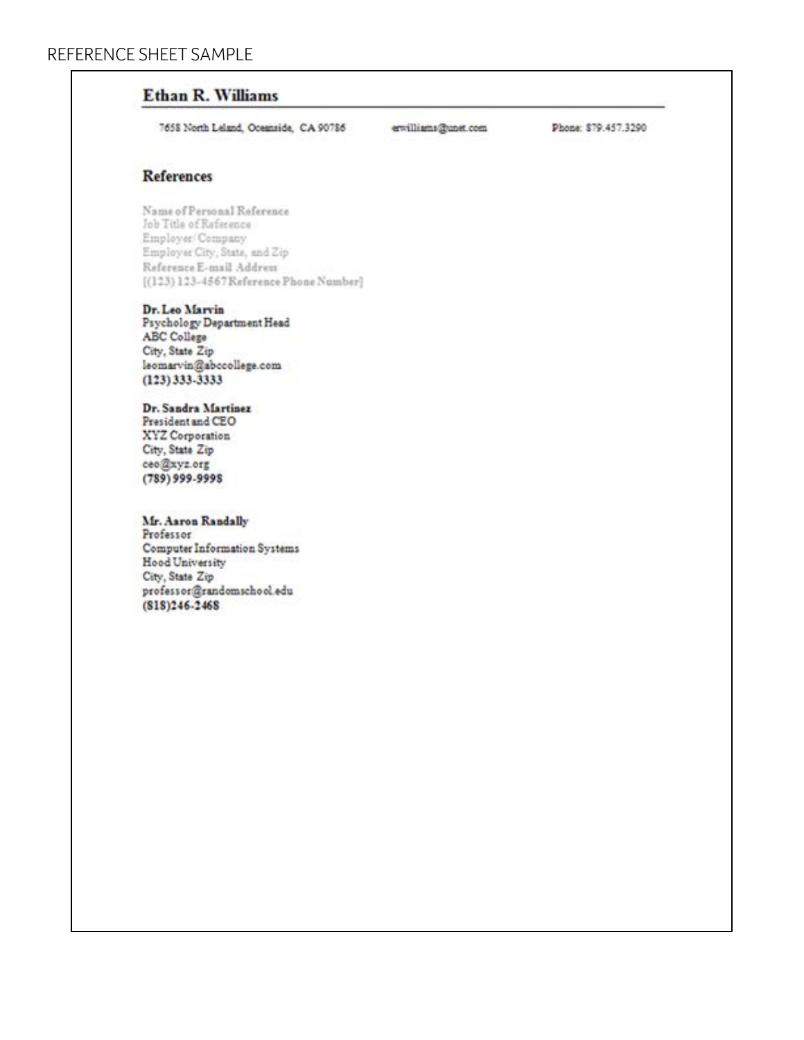REFERENCE SHEET SAMPLE

## Ethan R. Williams

7658 North Leland, Oceanside, CA 90786 erwilliams@unet.com Phone: 879.457.3290

### References

Name of Personal Reference
Job Title of Reference
Employer/Company
Employer City, State, and Zip
Reference E-mail Address
[(123) 123-4567 Reference Phone Number]

**Dr. Leo Marvin**
Psychology Department Head
ABC College
City, State Zip
leomarvin@abccollege.com
**(123) 333-3333**

**Dr. Sandra Martinez**
President and CEO
XYZ Corporation
City, State Zip
ceo@xyz.org
**(789) 999-9998**

**Mr. Aaron Randally**
Professor
Computer Information Systems
Hood University
City, State Zip
professor@randomschool.edu
**(818)246-2468**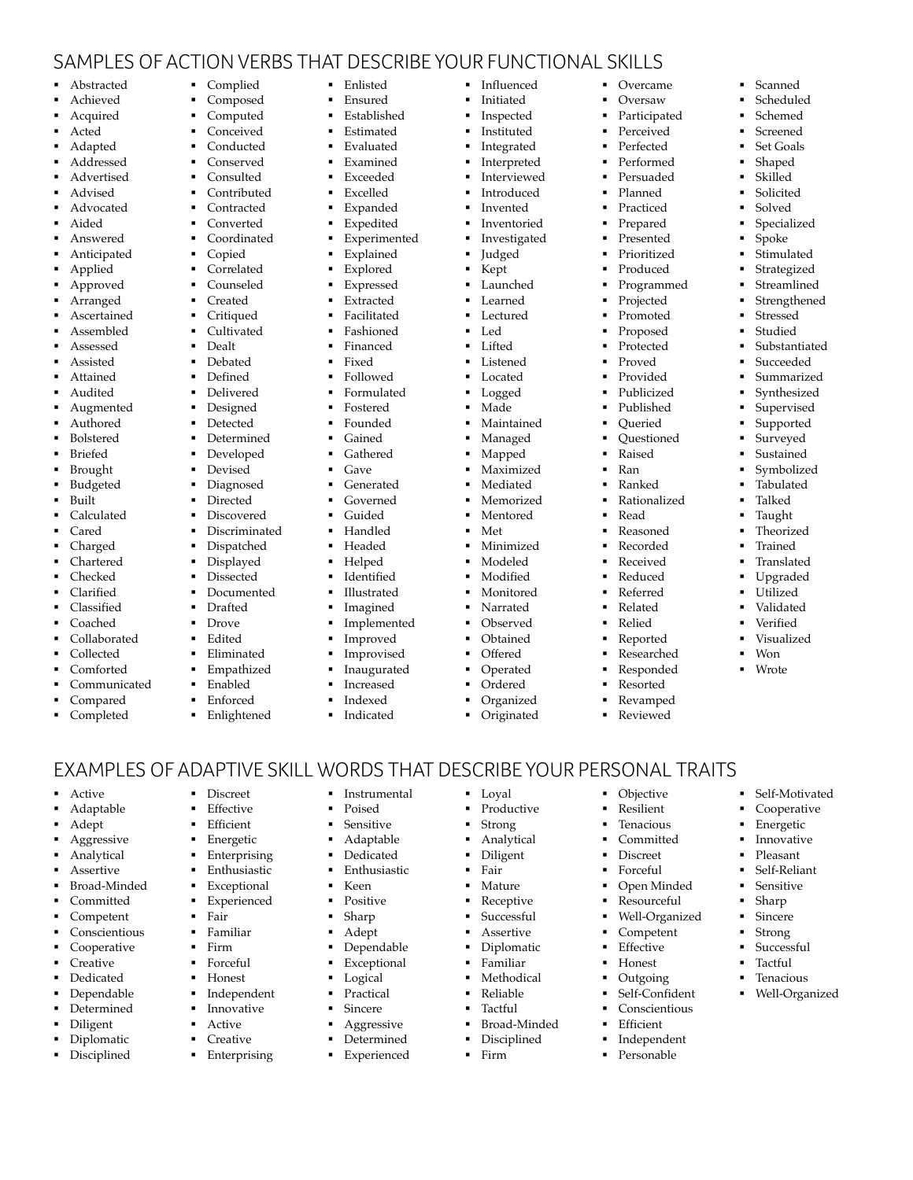# SAMPLES OF ACTION VERBS THAT DESCRIBE YOUR FUNCTIONAL SKILLS

- Abstracted
- Achieved
- Acquired
- Acted
- Adapted
- Addressed
- Advertised
- Advised
- Advocated
- Aided
- Answered
- Anticipated
- Applied
- Approved
- Arranged
- Ascertained
- Assembled
- Assessed
- Assisted
- Attained
- Audited
- Augmented
- Authored
- Bolstered
- Briefed
- Brought
- Budgeted
- Built
- Calculated
- Cared
- Charged
- Chartered
- Checked
- Clarified
- Classified
- Coached
- Collaborated
- Collected
- Comforted
- Communicated
- Compared
- Completed
- Complied
- Composed
- Computed
- Conceived
- Conducted
- Conserved
- Consulted
- Contributed
- Contracted
- Converted
- Coordinated
- Copied
- Correlated
- Counseled
- Created
- Critiqued
- Cultivated
- Dealt
- Debated
- Defined
- Delivered
- Designed
- Detected
- Determined
- Developed
- Devised
- Diagnosed
- Directed
- Discovered
- Discriminated
- Dispatched
- Displayed
- Dissected
- Documented
- Drafted
- Drove
- Edited
- Eliminated
- Empathized
- Enabled
- Enforced
- Enlightened
- Enlisted
- Ensured
- Established
- Estimated
- Evaluated
- Examined
- Exceeded
- Excelled
- Expanded
- Expedited
- Experimented
- Explained
- Explored
- Expressed
- Extracted
- Facilitated
- Fashioned
- Financed
- Fixed
- Followed
- Formulated
- Fostered
- Founded
- Gained
- Gathered
- Gave
- Generated
- Governed
- Guided
- Handled
- Headed
- Helped
- Identified
- Illustrated
- Imagined
- Implemented
- Improved
- Improvised
- Inaugurated
- Increased
- Indexed
- Indicated
- Influenced
- Initiated
- Inspected
- Instituted
- Integrated
- Interpreted
- Interviewed
- Introduced
- Invented
- Inventoried
- Investigated
- Judged
- Kept
- Launched
- Learned
- Lectured
- Led
- Lifted
- Listened
- Located
- Logged
- Made
- Maintained
- Managed
- Mapped
- Maximized
- Mediated
- Memorized
- Mentored
- Met
- Minimized
- Modeled
- Modified
- Monitored
- Narrated
- Observed
- Obtained
- Offered
- Operated
- Ordered
- Organized
- Originated
- Overcame
- Oversaw
- Participated
- Perceived
- Perfected
- Performed
- Persuaded
- Planned
- Practiced
- Prepared
- Presented
- Prioritized
- Produced
- Programmed
- Projected
- Promoted
- Proposed
- Protected
- Proved
- Provided
- Publicized
- Published
- Queried
- Questioned
- Raised
- Ran
- Ranked
- Rationalized
- Read
- Reasoned
- Recorded
- Received
- Reduced
- Referred
- Related
- Relied
- Reported
- Researched
- Responded
- Resorted
- Revamped
- Reviewed
- Scanned
- Scheduled
- Schemed
- Screened
- Set Goals
- Shaped
- Skilled
- Solicited
- Solved
- Specialized
- Spoke
- Stimulated
- Strategized
- Streamlined
- Strengthened
- Stressed
- Studied
- Substantiated
- Succeeded
- Summarized
- Synthesized
- Supervised
- Supported
- Surveyed
- Sustained
- Symbolized
- Tabulated
- Talked
- Taught
- Theorized
- Trained
- Translated
- Upgraded
- Utilized
- Validated
- Verified
- Visualized
- Won
- Wrote

# EXAMPLES OF ADAPTIVE SKILL WORDS THAT DESCRIBE YOUR PERSONAL TRAITS

- Active
- Adaptable
- Adept
- Aggressive
- Analytical
- Assertive
- Broad-Minded
- Committed
- Competent
- Conscientious
- Cooperative
- Creative
- Dedicated
- Dependable
- Determined
- Diligent
- Diplomatic
- Disciplined
- Discreet
- Effective
- Efficient
- Energetic
- Enterprising
- Enthusiastic
- Exceptional
- Experienced
- Fair
- Familiar
- Firm
- Forceful
- Honest
- Independent
- Innovative
- Active
- Creative
- Enterprising
- Instrumental
- Poised
- Sensitive
- Adaptable
- Dedicated
- Enthusiastic
- Keen
- Positive
- Sharp
- Adept
- Dependable
- Exceptional
- Logical
- Practical
- Sincere
- Aggressive
- Determined
- Experienced
- Loyal
- Productive
- Strong
- Analytical
- Diligent
- Fair
- Mature
- Receptive
- Successful
- Assertive
- Diplomatic
- Familiar
- Methodical
- Reliable
- Tactful
- Broad-Minded
- Disciplined
- Firm
- Objective
- Resilient
- Tenacious
- Committed
- Discreet
- Forceful
- Open Minded
- Resourceful
- Well-Organized
- Competent
- Effective
- Honest
- Outgoing
- Self-Confident
- Conscientious
- Efficient
- Independent
- Personable
- Self-Motivated
- Cooperative
- Energetic
- Innovative
- Pleasant
- Self-Reliant
- Sensitive
- Sharp
- Sincere
- Strong
- Successful
- Tactful
- Tenacious
- Well-Organized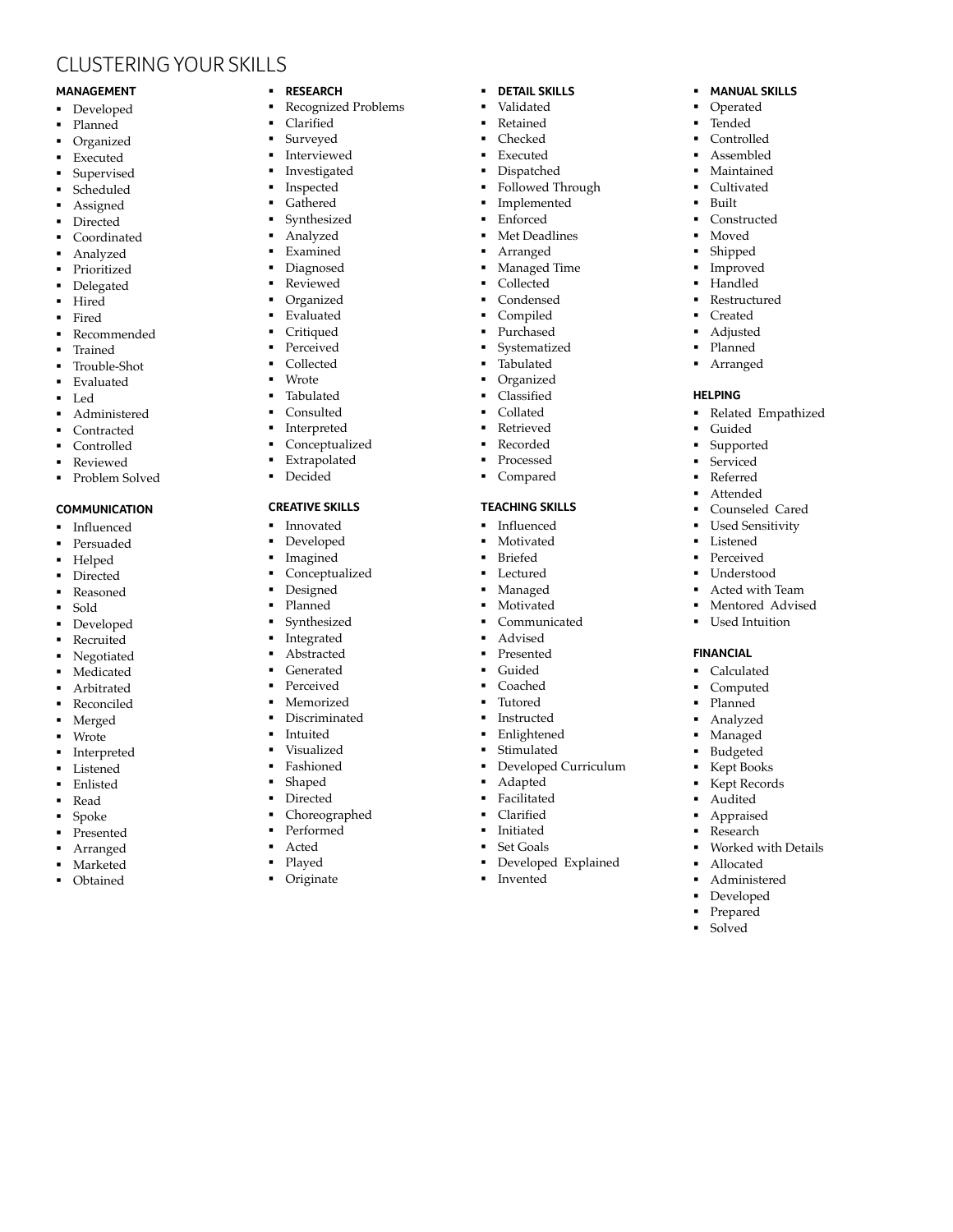# CLUSTERING YOUR SKILLS

**MANAGEMENT**

- Developed
- Planned
- Organized
- Executed
- Supervised
- Scheduled
- Assigned
- Directed
- Coordinated
- Analyzed
- Prioritized
- Delegated
- Hired
- Fired
- Recommended
- Trained
- Trouble-Shot
- Evaluated
- Led
- Administered
- Contracted
- Controlled
- Reviewed
- Problem Solved

**COMMUNICATION**

- Influenced
- Persuaded
- Helped
- Directed
- Reasoned
- Sold
- Developed
- Recruited
- Negotiated
- Medicated
- Arbitrated
- Reconciled
- Merged
- Wrote
- Interpreted
- Listened
- Enlisted
- Read
- Spoke
- Presented
- Arranged
- Marketed
- Obtained

**RESEARCH**

- Recognized Problems
- Clarified
- Surveyed
- Interviewed
- Investigated
- Inspected
- Gathered
- Synthesized
- Analyzed
- Examined
- Diagnosed
- Reviewed
- Organized
- Evaluated
- Critiqued
- Perceived
- Collected
- Wrote
- Tabulated
- Consulted
- Interpreted
- Conceptualized
- Extrapolated
- Decided

**CREATIVE SKILLS**

- Innovated
- Developed
- Imagined
- Conceptualized
- Designed
- Planned
- Synthesized
- Integrated
- Abstracted
- Generated
- Perceived
- Memorized
- Discriminated
- Intuited
- Visualized
- Fashioned
- Shaped
- Directed
- Choreographed
- Performed
- Acted
- Played
- Originate

**DETAIL SKILLS**

- Validated
- Retained
- Checked
- Executed
- Dispatched
- Followed Through
- Implemented
- Enforced
- Met Deadlines
- Arranged
- Managed Time
- Collected
- Condensed
- Compiled
- Purchased
- Systematized
- Tabulated
- Organized
- Classified
- Collated
- Retrieved
- Recorded
- Processed
- Compared

**TEACHING SKILLS**

- Influenced
- Motivated
- Briefed
- Lectured
- Managed
- Motivated
- Communicated
- Advised
- Presented
- Guided
- Coached
- Tutored
- Instructed
- Enlightened
- Stimulated
- Developed Curriculum
- Adapted
- Facilitated
- Clarified
- Initiated
- Set Goals
- Developed Explained
- Invented

**MANUAL SKILLS**

- Operated
- Tended
- Controlled
- Assembled
- Maintained
- Cultivated
- Built
- Constructed
- Moved
- Shipped
- Improved
- Handled
- Restructured
- Created
- Adjusted
- Planned
- Arranged

**HELPING**

- Related Empathized
- Guided
- Supported
- Serviced
- Referred
- Attended
- Counseled Cared
- Used Sensitivity
- Listened
- Perceived
- Understood
- Acted with Team
- Mentored Advised
- Used Intuition

**FINANCIAL**

- Calculated
- Computed
- Planned
- Analyzed
- Managed
- Budgeted
- Kept Books
- Kept Records
- Audited
- Appraised
- Research
- Worked with Details
- Allocated
- Administered
- Developed
- Prepared
- Solved